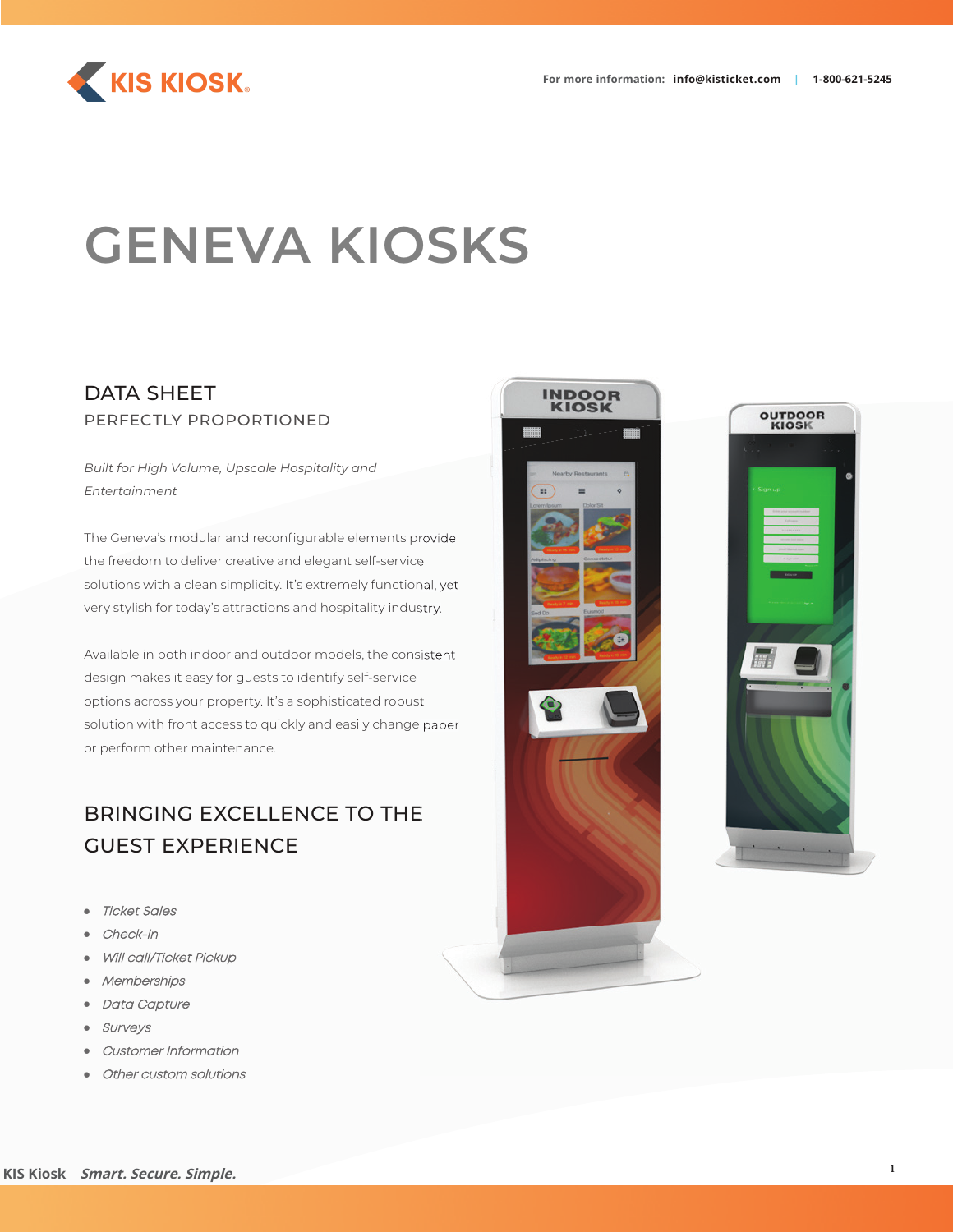KIS KIOSK

For more information: **info@kisticket.com** | **1-800-621-5245**

# GENEVA KIOSKS

## DATA SHEET

PERFECTLY PROPORTIONED

*Built for High Volume, Upscale Hospitality and Entertainment*

The Geneva's modular and reconfigurable elements provide the freedom to deliver creative and elegant self-service solutions with a clean simplicity. It's extremely functional, yet very stylish for today's attractions and hospitality industry.

Available in both indoor and outdoor models, the consistent design makes it easy for guests to identify self-service options across your property. It's a sophisticated robust solution with front access to quickly and easily change paper or perform other maintenance.

## BRINGING EXCELLENCE TO THE GUEST EXPERIENCE

- *Ticket Sales*
- *Check-in*
- *Will call/Ticket Pickup*
- *Memberships*
- *Data Capture*
- *Surveys*
- *Customer Information*
- *Other custom solutions*

INDOOR KIOSK

OUTDOOR KIOSK

**KIS Kiosk** ***Smart. Secure. Simple.***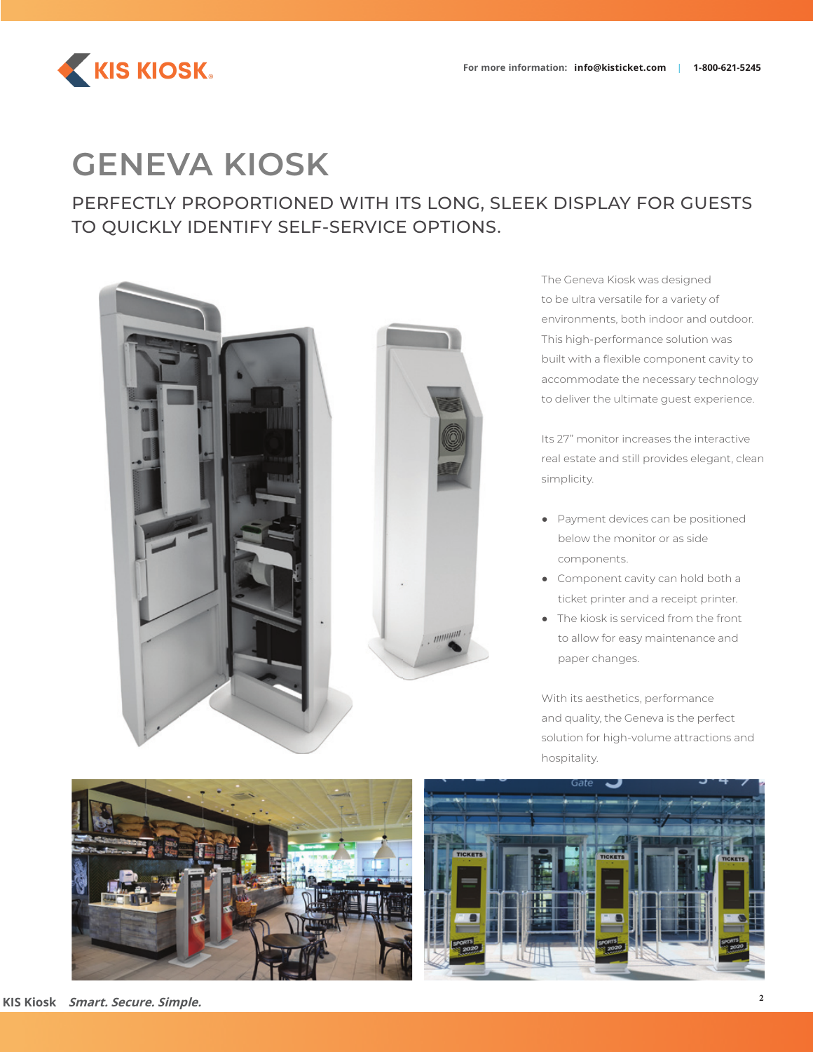# GENEVA KIOSK

## PERFECTLY PROPORTIONED WITH ITS LONG, SLEEK DISPLAY FOR GUESTS TO QUICKLY IDENTIFY SELF-SERVICE OPTIONS.

The Geneva Kiosk was designed to be ultra versatile for a variety of environments, both indoor and outdoor. This high-performance solution was built with a flexible component cavity to accommodate the necessary technology to deliver the ultimate guest experience.

Its 27" monitor increases the interactive real estate and still provides elegant, clean simplicity.

- Payment devices can be positioned below the monitor or as side components.
- Component cavity can hold both a ticket printer and a receipt printer.
- The kiosk is serviced from the front to allow for easy maintenance and paper changes.

With its aesthetics, performance and quality, the Geneva is the perfect solution for high-volume attractions and hospitality.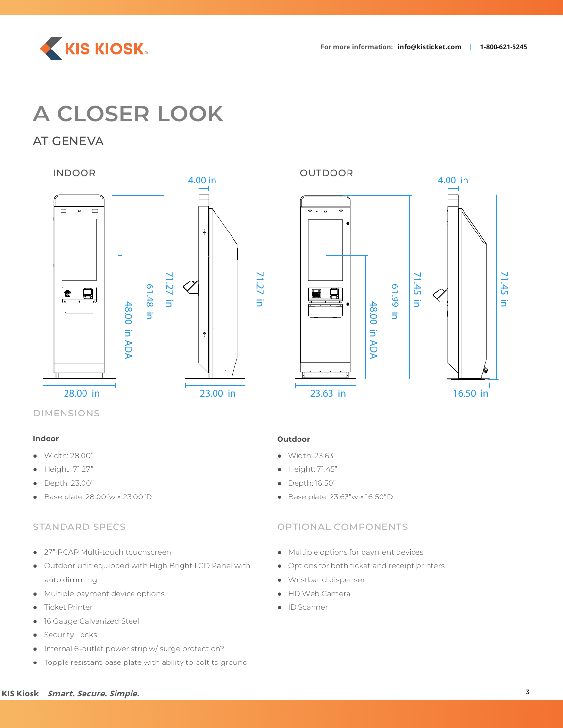# A CLOSER LOOK

## AT GENEVA

INDOOR

4.00 in

71.27 in

61.48 in

48.00 in ADA

71.27 in

28.00 in

23.00 in

OUTDOOR

4.00 in

71.45 in

61.99 in

48.00 in ADA

71.45 in

23.63 in

16.50 in

## DIMENSIONS

**Indoor**

- Width: 28.00"
- Height: 71.27"
- Depth: 23.00"
- Base plate: 28.00"w x 23.00"D

**Outdoor**

- Width: 23.63
- Height: 71.45"
- Depth: 16.50"
- Base plate: 23.63"w x 16.50"D

## STANDARD SPECS

- 27" PCAP Multi-touch touchscreen
- Outdoor unit equipped with High Bright LCD Panel with auto dimming
- Multiple payment device options
- Ticket Printer
- 16 Gauge Galvanized Steel
- Security Locks
- Internal 6-outlet power strip w/ surge protection?
- Topple resistant base plate with ability to bolt to ground

## OPTIONAL COMPONENTS

- Multiple options for payment devices
- Options for both ticket and receipt printers
- Wristband dispenser
- HD Web Camera
- ID Scanner